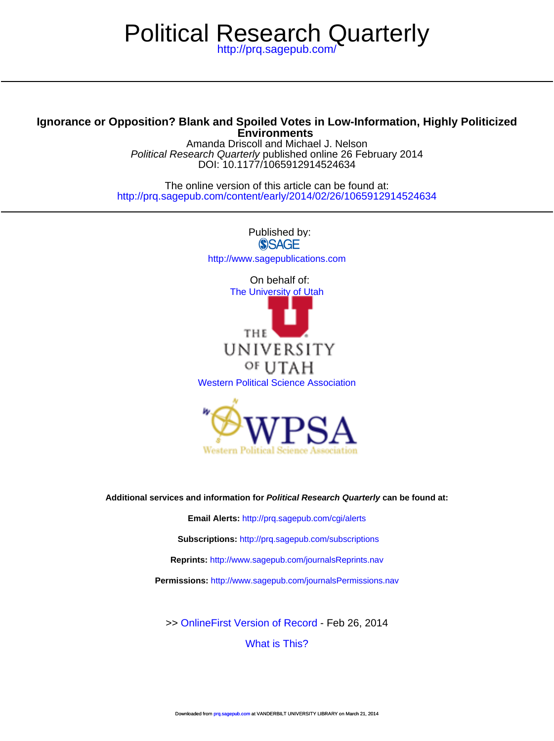# Political Research Quarterly

http://prq.sagepub.com/

## Ignorance or Opposition? Blank and Spoiled Votes in Low-Information, Highly Politicized Environments

Amanda Driscoll and Michael J. Nelson

*Political Research Quarterly* published online 26 February 2014

DOI: 10.1177/1065912914524634

The online version of this article can be found at:

http://prq.sagepub.com/content/early/2014/02/26/1065912914524634

Published by:

SAGE

http://www.sagepublications.com

On behalf of:

The University of Utah

Western Political Science Association

**Additional services and information for *Political Research Quarterly* can be found at:**

**Email Alerts:** http://prq.sagepub.com/cgi/alerts

**Subscriptions:** http://prq.sagepub.com/subscriptions

**Reprints:** http://www.sagepub.com/journalsReprints.nav

**Permissions:** http://www.sagepub.com/journalsPermissions.nav

>> OnlineFirst Version of Record - Feb 26, 2014

What is This?

Downloaded from prq.sagepub.com at VANDERBILT UNIVERSITY LIBRARY on March 21, 2014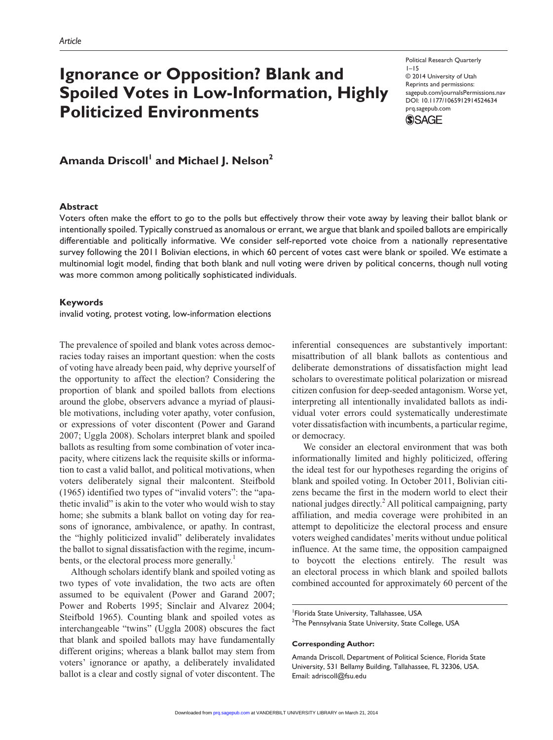Article

# Ignorance or Opposition? Blank and Spoiled Votes in Low-Information, Highly Politicized Environments

Political Research Quarterly
© 2014 University of Utah
Reprints and permissions: sagepub.com/journalsPermissions.nav
DOI: 10.1177/1065912914524634
prq.sagepub.com

**Amanda Driscoll[1] and Michael J. Nelson[2]**

## Abstract

Voters often make the effort to go to the polls but effectively throw their vote away by leaving their ballot blank or intentionally spoiled. Typically construed as anomalous or errant, we argue that blank and spoiled ballots are empirically differentiable and politically informative. We consider self-reported vote choice from a nationally representative survey following the 2011 Bolivian elections, in which 60 percent of votes cast were blank or spoiled. We estimate a multinomial logit model, finding that both blank and null voting were driven by political concerns, though null voting was more common among politically sophisticated individuals.

## Keywords

invalid voting, protest voting, low-information elections

The prevalence of spoiled and blank votes across democracies today raises an important question: when the costs of voting have already been paid, why deprive yourself of the opportunity to affect the election? Considering the proportion of blank and spoiled ballots from elections around the globe, observers advance a myriad of plausible motivations, including voter apathy, voter confusion, or expressions of voter discontent (Power and Garand 2007; Uggla 2008). Scholars interpret blank and spoiled ballots as resulting from some combination of voter incapacity, where citizens lack the requisite skills or information to cast a valid ballot, and political motivations, when voters deliberately signal their malcontent. Steifbold (1965) identified two types of "invalid voters": the "apathetic invalid" is akin to the voter who would wish to stay home; she submits a blank ballot on voting day for reasons of ignorance, ambivalence, or apathy. In contrast, the "highly politicized invalid" deliberately invalidates the ballot to signal dissatisfaction with the regime, incumbents, or the electoral process more generally.[1]

Although scholars identify blank and spoiled voting as two types of vote invalidation, the two acts are often assumed to be equivalent (Power and Garand 2007; Power and Roberts 1995; Sinclair and Alvarez 2004; Steifbold 1965). Counting blank and spoiled votes as interchangeable "twins" (Uggla 2008) obscures the fact that blank and spoiled ballots may have fundamentally different origins; whereas a blank ballot may stem from voters' ignorance or apathy, a deliberately invalidated ballot is a clear and costly signal of voter discontent. The inferential consequences are substantively important: misattribution of all blank ballots as contentious and deliberate demonstrations of dissatisfaction might lead scholars to overestimate political polarization or misread citizen confusion for deep-seeded antagonism. Worse yet, interpreting all intentionally invalidated ballots as individual voter errors could systematically underestimate voter dissatisfaction with incumbents, a particular regime, or democracy.

We consider an electoral environment that was both informationally limited and highly politicized, offering the ideal test for our hypotheses regarding the origins of blank and spoiled voting. In October 2011, Bolivian citizens became the first in the modern world to elect their national judges directly.[2] All political campaigning, party affiliation, and media coverage were prohibited in an attempt to depoliticize the electoral process and ensure voters weighed candidates' merits without undue political influence. At the same time, the opposition campaigned to boycott the elections entirely. The result was an electoral process in which blank and spoiled ballots combined accounted for approximately 60 percent of the

[1]Florida State University, Tallahassee, USA
[2]The Pennsylvania State University, State College, USA

**Corresponding Author:**

Amanda Driscoll, Department of Political Science, Florida State University, 531 Bellamy Building, Tallahassee, FL 32306, USA.
Email: adriscoll@fsu.edu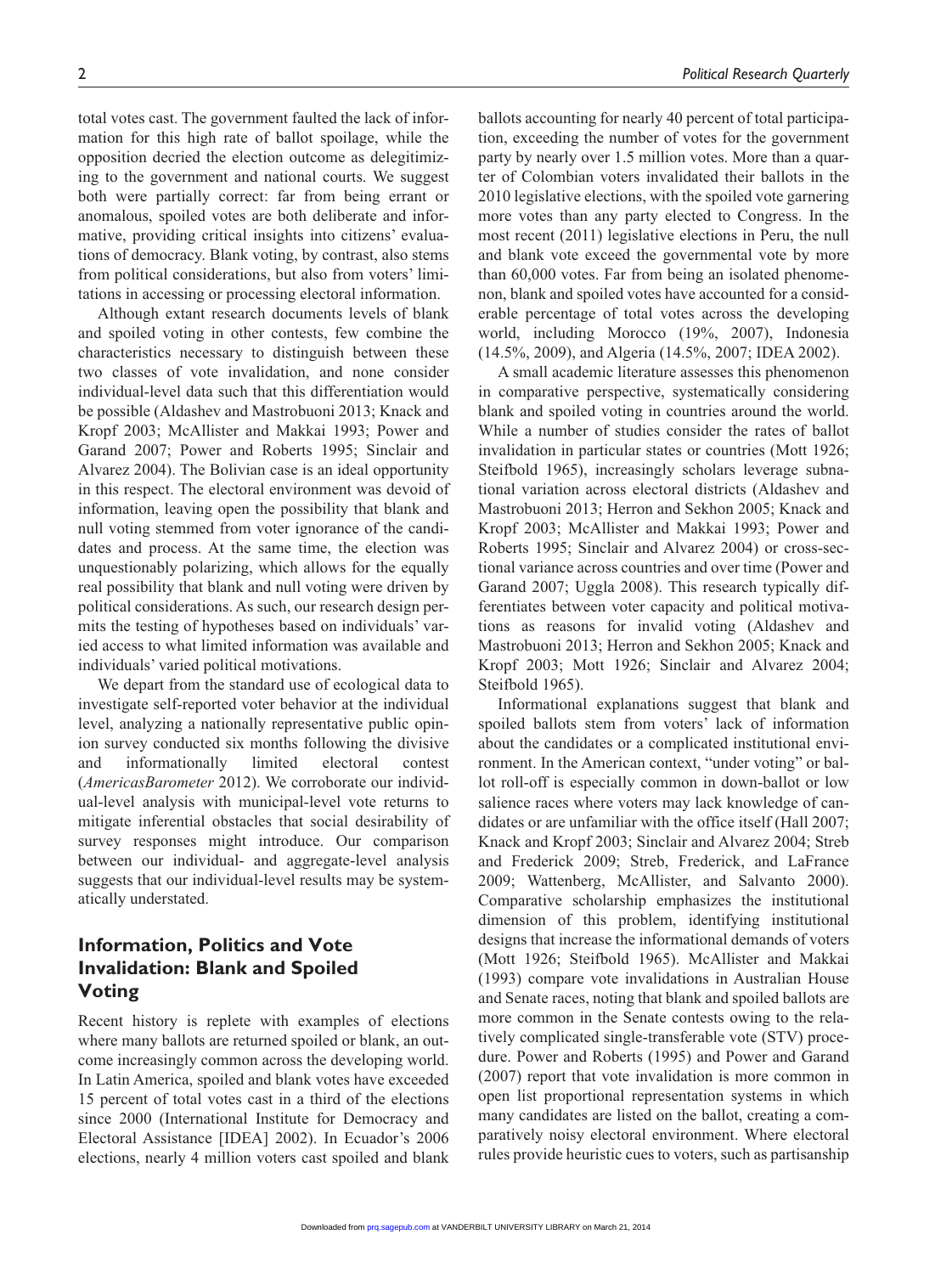total votes cast. The government faulted the lack of information for this high rate of ballot spoilage, while the opposition decried the election outcome as delegitimizing to the government and national courts. We suggest both were partially correct: far from being errant or anomalous, spoiled votes are both deliberate and informative, providing critical insights into citizens' evaluations of democracy. Blank voting, by contrast, also stems from political considerations, but also from voters' limitations in accessing or processing electoral information.

Although extant research documents levels of blank and spoiled voting in other contests, few combine the characteristics necessary to distinguish between these two classes of vote invalidation, and none consider individual-level data such that this differentiation would be possible (Aldashev and Mastrobuoni 2013; Knack and Kropf 2003; McAllister and Makkai 1993; Power and Garand 2007; Power and Roberts 1995; Sinclair and Alvarez 2004). The Bolivian case is an ideal opportunity in this respect. The electoral environment was devoid of information, leaving open the possibility that blank and null voting stemmed from voter ignorance of the candidates and process. At the same time, the election was unquestionably polarizing, which allows for the equally real possibility that blank and null voting were driven by political considerations. As such, our research design permits the testing of hypotheses based on individuals' varied access to what limited information was available and individuals' varied political motivations.

We depart from the standard use of ecological data to investigate self-reported voter behavior at the individual level, analyzing a nationally representative public opinion survey conducted six months following the divisive and informationally limited electoral contest (*AmericasBarometer* 2012). We corroborate our individual-level analysis with municipal-level vote returns to mitigate inferential obstacles that social desirability of survey responses might introduce. Our comparison between our individual- and aggregate-level analysis suggests that our individual-level results may be systematically understated.

## Information, Politics and Vote Invalidation: Blank and Spoiled Voting

Recent history is replete with examples of elections where many ballots are returned spoiled or blank, an outcome increasingly common across the developing world. In Latin America, spoiled and blank votes have exceeded 15 percent of total votes cast in a third of the elections since 2000 (International Institute for Democracy and Electoral Assistance [IDEA] 2002). In Ecuador's 2006 elections, nearly 4 million voters cast spoiled and blank ballots accounting for nearly 40 percent of total participation, exceeding the number of votes for the government party by nearly over 1.5 million votes. More than a quarter of Colombian voters invalidated their ballots in the 2010 legislative elections, with the spoiled vote garnering more votes than any party elected to Congress. In the most recent (2011) legislative elections in Peru, the null and blank vote exceed the governmental vote by more than 60,000 votes. Far from being an isolated phenomenon, blank and spoiled votes have accounted for a considerable percentage of total votes across the developing world, including Morocco (19%, 2007), Indonesia (14.5%, 2009), and Algeria (14.5%, 2007; IDEA 2002).

A small academic literature assesses this phenomenon in comparative perspective, systematically considering blank and spoiled voting in countries around the world. While a number of studies consider the rates of ballot invalidation in particular states or countries (Mott 1926; Steifbold 1965), increasingly scholars leverage subnational variation across electoral districts (Aldashev and Mastrobuoni 2013; Herron and Sekhon 2005; Knack and Kropf 2003; McAllister and Makkai 1993; Power and Roberts 1995; Sinclair and Alvarez 2004) or cross-sectional variance across countries and over time (Power and Garand 2007; Uggla 2008). This research typically differentiates between voter capacity and political motivations as reasons for invalid voting (Aldashev and Mastrobuoni 2013; Herron and Sekhon 2005; Knack and Kropf 2003; Mott 1926; Sinclair and Alvarez 2004; Steifbold 1965).

Informational explanations suggest that blank and spoiled ballots stem from voters' lack of information about the candidates or a complicated institutional environment. In the American context, "under voting" or ballot roll-off is especially common in down-ballot or low salience races where voters may lack knowledge of candidates or are unfamiliar with the office itself (Hall 2007; Knack and Kropf 2003; Sinclair and Alvarez 2004; Streb and Frederick 2009; Streb, Frederick, and LaFrance 2009; Wattenberg, McAllister, and Salvanto 2000). Comparative scholarship emphasizes the institutional dimension of this problem, identifying institutional designs that increase the informational demands of voters (Mott 1926; Steifbold 1965). McAllister and Makkai (1993) compare vote invalidations in Australian House and Senate races, noting that blank and spoiled ballots are more common in the Senate contests owing to the relatively complicated single-transferable vote (STV) procedure. Power and Roberts (1995) and Power and Garand (2007) report that vote invalidation is more common in open list proportional representation systems in which many candidates are listed on the ballot, creating a comparatively noisy electoral environment. Where electoral rules provide heuristic cues to voters, such as partisanship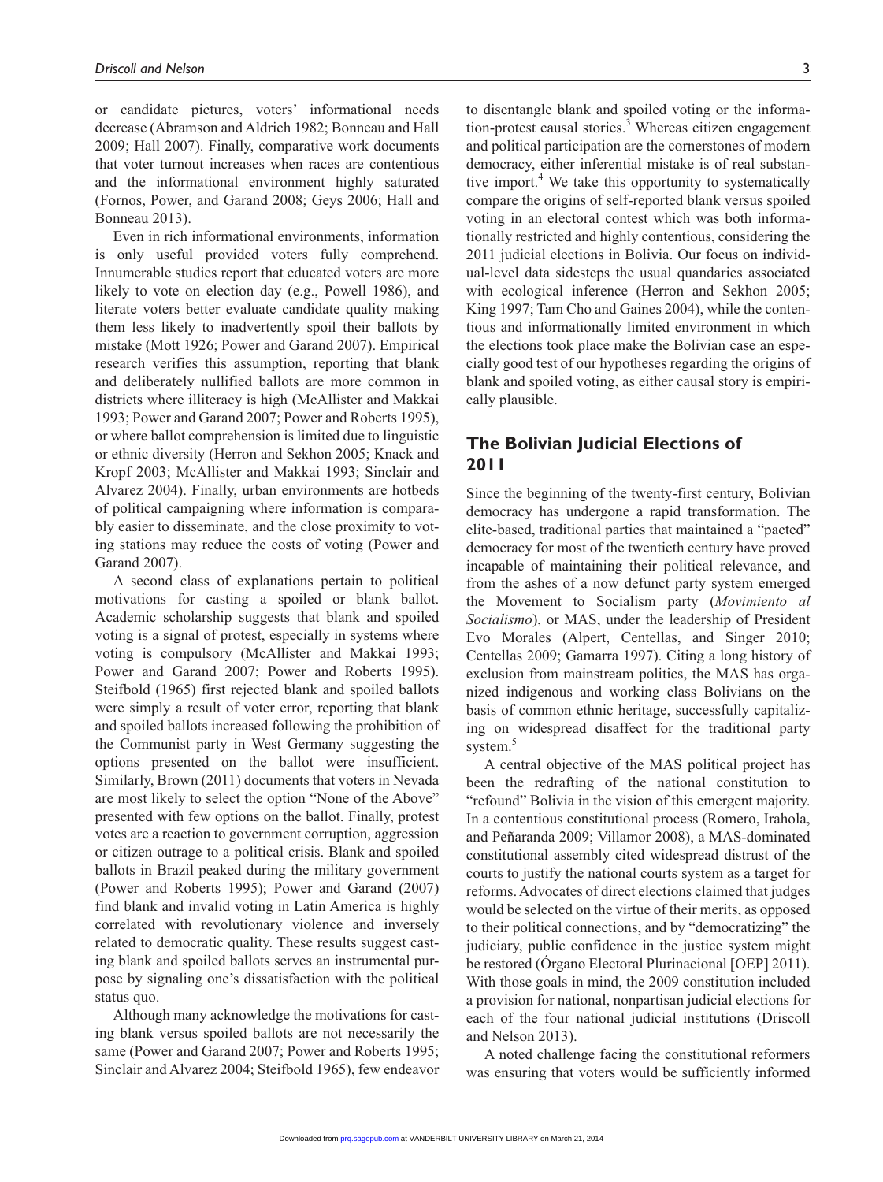or candidate pictures, voters' informational needs decrease (Abramson and Aldrich 1982; Bonneau and Hall 2009; Hall 2007). Finally, comparative work documents that voter turnout increases when races are contentious and the informational environment highly saturated (Fornos, Power, and Garand 2008; Geys 2006; Hall and Bonneau 2013).

Even in rich informational environments, information is only useful provided voters fully comprehend. Innumerable studies report that educated voters are more likely to vote on election day (e.g., Powell 1986), and literate voters better evaluate candidate quality making them less likely to inadvertently spoil their ballots by mistake (Mott 1926; Power and Garand 2007). Empirical research verifies this assumption, reporting that blank and deliberately nullified ballots are more common in districts where illiteracy is high (McAllister and Makkai 1993; Power and Garand 2007; Power and Roberts 1995), or where ballot comprehension is limited due to linguistic or ethnic diversity (Herron and Sekhon 2005; Knack and Kropf 2003; McAllister and Makkai 1993; Sinclair and Alvarez 2004). Finally, urban environments are hotbeds of political campaigning where information is comparably easier to disseminate, and the close proximity to voting stations may reduce the costs of voting (Power and Garand 2007).

A second class of explanations pertain to political motivations for casting a spoiled or blank ballot. Academic scholarship suggests that blank and spoiled voting is a signal of protest, especially in systems where voting is compulsory (McAllister and Makkai 1993; Power and Garand 2007; Power and Roberts 1995). Steifbold (1965) first rejected blank and spoiled ballots were simply a result of voter error, reporting that blank and spoiled ballots increased following the prohibition of the Communist party in West Germany suggesting the options presented on the ballot were insufficient. Similarly, Brown (2011) documents that voters in Nevada are most likely to select the option "None of the Above" presented with few options on the ballot. Finally, protest votes are a reaction to government corruption, aggression or citizen outrage to a political crisis. Blank and spoiled ballots in Brazil peaked during the military government (Power and Roberts 1995); Power and Garand (2007) find blank and invalid voting in Latin America is highly correlated with revolutionary violence and inversely related to democratic quality. These results suggest casting blank and spoiled ballots serves an instrumental purpose by signaling one's dissatisfaction with the political status quo.

Although many acknowledge the motivations for casting blank versus spoiled ballots are not necessarily the same (Power and Garand 2007; Power and Roberts 1995; Sinclair and Alvarez 2004; Steifbold 1965), few endeavor to disentangle blank and spoiled voting or the information-protest causal stories.[3] Whereas citizen engagement and political participation are the cornerstones of modern democracy, either inferential mistake is of real substantive import.[4] We take this opportunity to systematically compare the origins of self-reported blank versus spoiled voting in an electoral contest which was both informationally restricted and highly contentious, considering the 2011 judicial elections in Bolivia. Our focus on individual-level data sidesteps the usual quandaries associated with ecological inference (Herron and Sekhon 2005; King 1997; Tam Cho and Gaines 2004), while the contentious and informationally limited environment in which the elections took place make the Bolivian case an especially good test of our hypotheses regarding the origins of blank and spoiled voting, as either causal story is empirically plausible.

## The Bolivian Judicial Elections of 2011

Since the beginning of the twenty-first century, Bolivian democracy has undergone a rapid transformation. The elite-based, traditional parties that maintained a "pacted" democracy for most of the twentieth century have proved incapable of maintaining their political relevance, and from the ashes of a now defunct party system emerged the Movement to Socialism party (*Movimiento al Socialismo*), or MAS, under the leadership of President Evo Morales (Alpert, Centellas, and Singer 2010; Centellas 2009; Gamarra 1997). Citing a long history of exclusion from mainstream politics, the MAS has organized indigenous and working class Bolivians on the basis of common ethnic heritage, successfully capitalizing on widespread disaffect for the traditional party system.[5]

A central objective of the MAS political project has been the redrafting of the national constitution to "refound" Bolivia in the vision of this emergent majority. In a contentious constitutional process (Romero, Irahola, and Peñaranda 2009; Villamor 2008), a MAS-dominated constitutional assembly cited widespread distrust of the courts to justify the national courts system as a target for reforms. Advocates of direct elections claimed that judges would be selected on the virtue of their merits, as opposed to their political connections, and by "democratizing" the judiciary, public confidence in the justice system might be restored (Órgano Electoral Plurinacional [OEP] 2011). With those goals in mind, the 2009 constitution included a provision for national, nonpartisan judicial elections for each of the four national judicial institutions (Driscoll and Nelson 2013).

A noted challenge facing the constitutional reformers was ensuring that voters would be sufficiently informed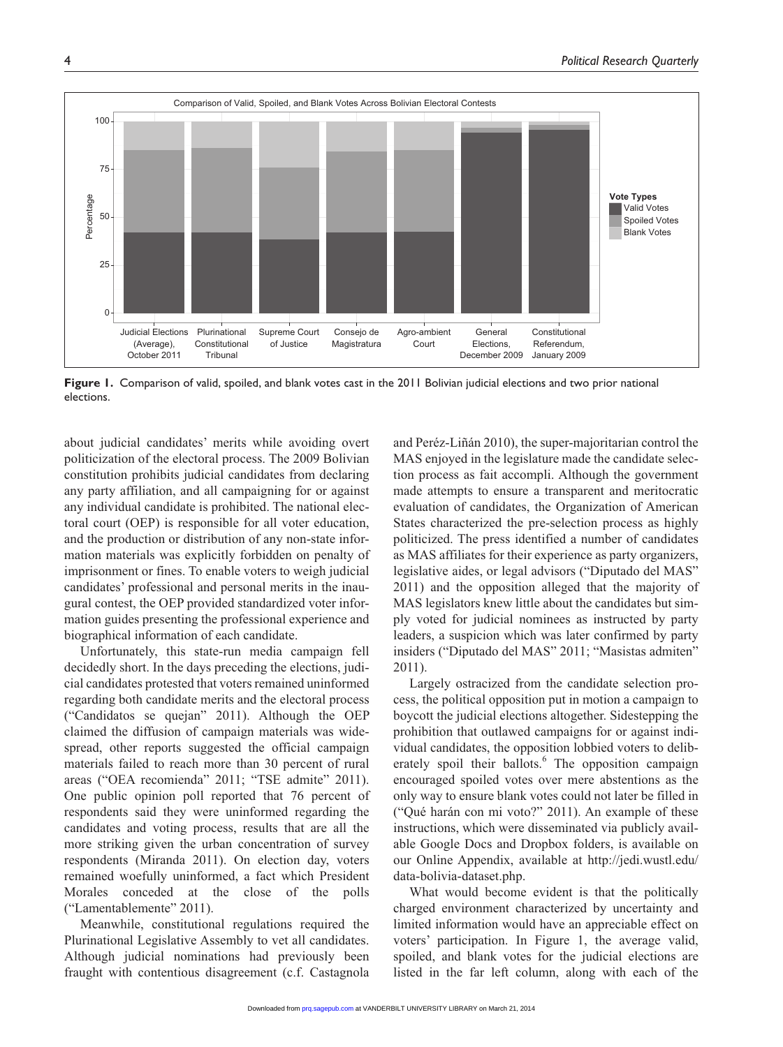**Figure 1.** Comparison of valid, spoiled, and blank votes cast in the 2011 Bolivian judicial elections and two prior national elections.

about judicial candidates' merits while avoiding overt politicization of the electoral process. The 2009 Bolivian constitution prohibits judicial candidates from declaring any party affiliation, and all campaigning for or against any individual candidate is prohibited. The national electoral court (OEP) is responsible for all voter education, and the production or distribution of any non-state information materials was explicitly forbidden on penalty of imprisonment or fines. To enable voters to weigh judicial candidates' professional and personal merits in the inaugural contest, the OEP provided standardized voter information guides presenting the professional experience and biographical information of each candidate.

Unfortunately, this state-run media campaign fell decidedly short. In the days preceding the elections, judicial candidates protested that voters remained uninformed regarding both candidate merits and the electoral process ("Candidatos se quejan" 2011). Although the OEP claimed the diffusion of campaign materials was widespread, other reports suggested the official campaign materials failed to reach more than 30 percent of rural areas ("OEA recomienda" 2011; "TSE admite" 2011). One public opinion poll reported that 76 percent of respondents said they were uninformed regarding the candidates and voting process, results that are all the more striking given the urban concentration of survey respondents (Miranda 2011). On election day, voters remained woefully uninformed, a fact which President Morales conceded at the close of the polls ("Lamentablemente" 2011).

Meanwhile, constitutional regulations required the Plurinational Legislative Assembly to vet all candidates. Although judicial nominations had previously been fraught with contentious disagreement (c.f. Castagnola and Peréz-Liñán 2010), the super-majoritarian control the MAS enjoyed in the legislature made the candidate selection process as fait accompli. Although the government made attempts to ensure a transparent and meritocratic evaluation of candidates, the Organization of American States characterized the pre-selection process as highly politicized. The press identified a number of candidates as MAS affiliates for their experience as party organizers, legislative aides, or legal advisors ("Diputado del MAS" 2011) and the opposition alleged that the majority of MAS legislators knew little about the candidates but simply voted for judicial nominees as instructed by party leaders, a suspicion which was later confirmed by party insiders ("Diputado del MAS" 2011; "Masistas admiten" 2011).

Largely ostracized from the candidate selection process, the political opposition put in motion a campaign to boycott the judicial elections altogether. Sidestepping the prohibition that outlawed campaigns for or against individual candidates, the opposition lobbied voters to deliberately spoil their ballots.[6] The opposition campaign encouraged spoiled votes over mere abstentions as the only way to ensure blank votes could not later be filled in ("Qué harán con mi voto?" 2011). An example of these instructions, which were disseminated via publicly available Google Docs and Dropbox folders, is available on our Online Appendix, available at http://jedi.wustl.edu/data-bolivia-dataset.php.

What would become evident is that the politically charged environment characterized by uncertainty and limited information would have an appreciable effect on voters' participation. In Figure 1, the average valid, spoiled, and blank votes for the judicial elections are listed in the far left column, along with each of the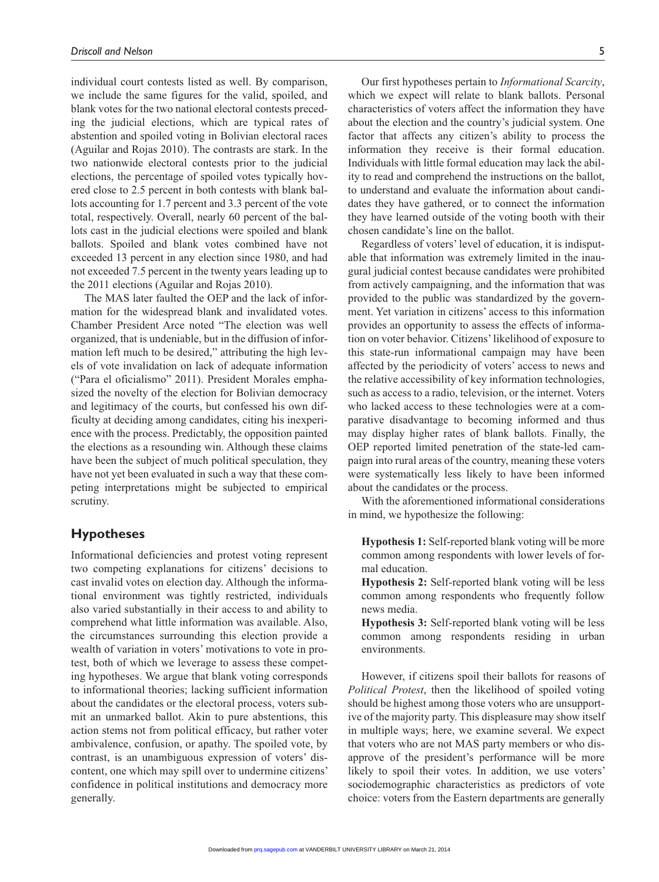individual court contests listed as well. By comparison, we include the same figures for the valid, spoiled, and blank votes for the two national electoral contests preceding the judicial elections, which are typical rates of abstention and spoiled voting in Bolivian electoral races (Aguilar and Rojas 2010). The contrasts are stark. In the two nationwide electoral contests prior to the judicial elections, the percentage of spoiled votes typically hovered close to 2.5 percent in both contests with blank ballots accounting for 1.7 percent and 3.3 percent of the vote total, respectively. Overall, nearly 60 percent of the ballots cast in the judicial elections were spoiled and blank ballots. Spoiled and blank votes combined have not exceeded 13 percent in any election since 1980, and had not exceeded 7.5 percent in the twenty years leading up to the 2011 elections (Aguilar and Rojas 2010).

The MAS later faulted the OEP and the lack of information for the widespread blank and invalidated votes. Chamber President Arce noted "The election was well organized, that is undeniable, but in the diffusion of information left much to be desired," attributing the high levels of vote invalidation on lack of adequate information ("Para el oficialismo" 2011). President Morales emphasized the novelty of the election for Bolivian democracy and legitimacy of the courts, but confessed his own difficulty at deciding among candidates, citing his inexperience with the process. Predictably, the opposition painted the elections as a resounding win. Although these claims have been the subject of much political speculation, they have not yet been evaluated in such a way that these competing interpretations might be subjected to empirical scrutiny.

## Hypotheses

Informational deficiencies and protest voting represent two competing explanations for citizens' decisions to cast invalid votes on election day. Although the informational environment was tightly restricted, individuals also varied substantially in their access to and ability to comprehend what little information was available. Also, the circumstances surrounding this election provide a wealth of variation in voters' motivations to vote in protest, both of which we leverage to assess these competing hypotheses. We argue that blank voting corresponds to informational theories; lacking sufficient information about the candidates or the electoral process, voters submit an unmarked ballot. Akin to pure abstentions, this action stems not from political efficacy, but rather voter ambivalence, confusion, or apathy. The spoiled vote, by contrast, is an unambiguous expression of voters' discontent, one which may spill over to undermine citizens' confidence in political institutions and democracy more generally.

Our first hypotheses pertain to *Informational Scarcity*, which we expect will relate to blank ballots. Personal characteristics of voters affect the information they have about the election and the country's judicial system. One factor that affects any citizen's ability to process the information they receive is their formal education. Individuals with little formal education may lack the ability to read and comprehend the instructions on the ballot, to understand and evaluate the information about candidates they have gathered, or to connect the information they have learned outside of the voting booth with their chosen candidate's line on the ballot.

Regardless of voters' level of education, it is indisputable that information was extremely limited in the inaugural judicial contest because candidates were prohibited from actively campaigning, and the information that was provided to the public was standardized by the government. Yet variation in citizens' access to this information provides an opportunity to assess the effects of information on voter behavior. Citizens' likelihood of exposure to this state-run informational campaign may have been affected by the periodicity of voters' access to news and the relative accessibility of key information technologies, such as access to a radio, television, or the internet. Voters who lacked access to these technologies were at a comparative disadvantage to becoming informed and thus may display higher rates of blank ballots. Finally, the OEP reported limited penetration of the state-led campaign into rural areas of the country, meaning these voters were systematically less likely to have been informed about the candidates or the process.

With the aforementioned informational considerations in mind, we hypothesize the following:

> **Hypothesis 1:** Self-reported blank voting will be more common among respondents with lower levels of formal education.
>
> **Hypothesis 2:** Self-reported blank voting will be less common among respondents who frequently follow news media.
>
> **Hypothesis 3:** Self-reported blank voting will be less common among respondents residing in urban environments.

However, if citizens spoil their ballots for reasons of *Political Protest*, then the likelihood of spoiled voting should be highest among those voters who are unsupportive of the majority party. This displeasure may show itself in multiple ways; here, we examine several. We expect that voters who are not MAS party members or who disapprove of the president's performance will be more likely to spoil their votes. In addition, we use voters' sociodemographic characteristics as predictors of vote choice: voters from the Eastern departments are generally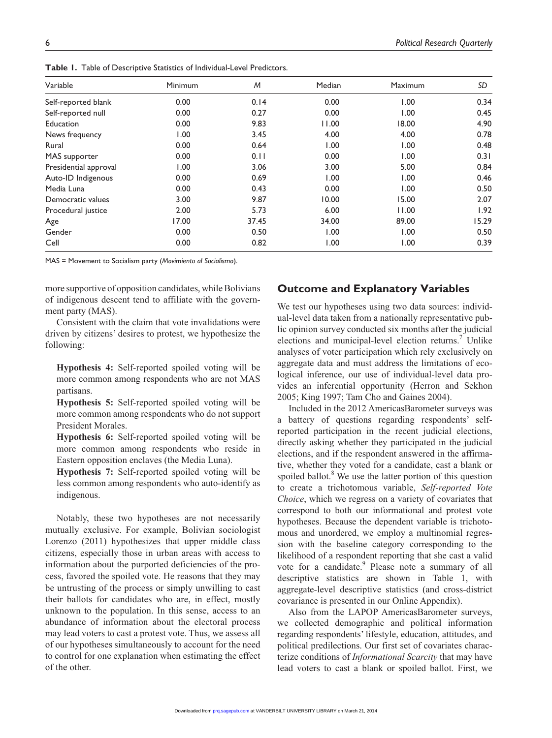**Table 1.** Table of Descriptive Statistics of Individual-Level Predictors.

| Variable | Minimum | *M* | Median | Maximum | *SD* |
|---|---|---|---|---|---|
| Self-reported blank | 0.00 | 0.14 | 0.00 | 1.00 | 0.34 |
| Self-reported null | 0.00 | 0.27 | 0.00 | 1.00 | 0.45 |
| Education | 0.00 | 9.83 | 11.00 | 18.00 | 4.90 |
| News frequency | 1.00 | 3.45 | 4.00 | 4.00 | 0.78 |
| Rural | 0.00 | 0.64 | 1.00 | 1.00 | 0.48 |
| MAS supporter | 0.00 | 0.11 | 0.00 | 1.00 | 0.31 |
| Presidential approval | 1.00 | 3.06 | 3.00 | 5.00 | 0.84 |
| Auto-ID Indigenous | 0.00 | 0.69 | 1.00 | 1.00 | 0.46 |
| Media Luna | 0.00 | 0.43 | 0.00 | 1.00 | 0.50 |
| Democratic values | 3.00 | 9.87 | 10.00 | 15.00 | 2.07 |
| Procedural justice | 2.00 | 5.73 | 6.00 | 11.00 | 1.92 |
| Age | 17.00 | 37.45 | 34.00 | 89.00 | 15.29 |
| Gender | 0.00 | 0.50 | 1.00 | 1.00 | 0.50 |
| Cell | 0.00 | 0.82 | 1.00 | 1.00 | 0.39 |

MAS = Movement to Socialism party (*Movimiento al Socialismo*).

more supportive of opposition candidates, while Bolivians of indigenous descent tend to affiliate with the government party (MAS).

Consistent with the claim that vote invalidations were driven by citizens' desires to protest, we hypothesize the following:

> **Hypothesis 4:** Self-reported spoiled voting will be more common among respondents who are not MAS partisans.
>
> **Hypothesis 5:** Self-reported spoiled voting will be more common among respondents who do not support President Morales.
>
> **Hypothesis 6:** Self-reported spoiled voting will be more common among respondents who reside in Eastern opposition enclaves (the Media Luna).
>
> **Hypothesis 7:** Self-reported spoiled voting will be less common among respondents who auto-identify as indigenous.

Notably, these two hypotheses are not necessarily mutually exclusive. For example, Bolivian sociologist Lorenzo (2011) hypothesizes that upper middle class citizens, especially those in urban areas with access to information about the purported deficiencies of the process, favored the spoiled vote. He reasons that they may be untrusting of the process or simply unwilling to cast their ballots for candidates who are, in effect, mostly unknown to the population. In this sense, access to an abundance of information about the electoral process may lead voters to cast a protest vote. Thus, we assess all of our hypotheses simultaneously to account for the need to control for one explanation when estimating the effect of the other.

## Outcome and Explanatory Variables

We test our hypotheses using two data sources: individual-level data taken from a nationally representative public opinion survey conducted six months after the judicial elections and municipal-level election returns.[7] Unlike analyses of voter participation which rely exclusively on aggregate data and must address the limitations of ecological inference, our use of individual-level data provides an inferential opportunity (Herron and Sekhon 2005; King 1997; Tam Cho and Gaines 2004).

Included in the 2012 AmericasBarometer surveys was a battery of questions regarding respondents' self-reported participation in the recent judicial elections, directly asking whether they participated in the judicial elections, and if the respondent answered in the affirmative, whether they voted for a candidate, cast a blank or spoiled ballot.[8] We use the latter portion of this question to create a trichotomous variable, *Self-reported Vote Choice*, which we regress on a variety of covariates that correspond to both our informational and protest vote hypotheses. Because the dependent variable is trichotomous and unordered, we employ a multinomial regression with the baseline category corresponding to the likelihood of a respondent reporting that she cast a valid vote for a candidate.[9] Please note a summary of all descriptive statistics are shown in Table 1, with aggregate-level descriptive statistics (and cross-district covariance is presented in our Online Appendix).

Also from the LAPOP AmericasBarometer surveys, we collected demographic and political information regarding respondents' lifestyle, education, attitudes, and political predilections. Our first set of covariates characterize conditions of *Informational Scarcity* that may have lead voters to cast a blank or spoiled ballot. First, we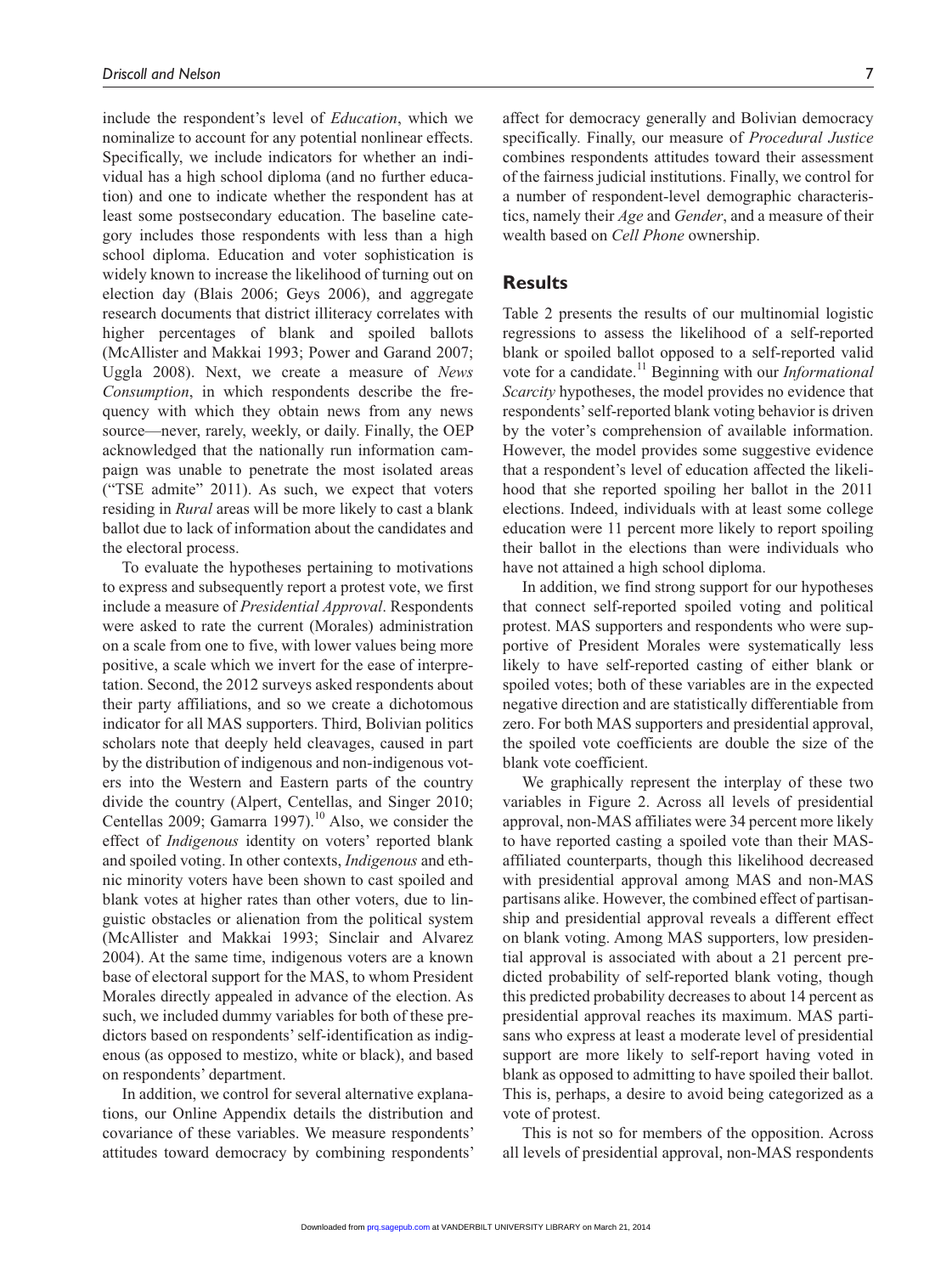include the respondent's level of *Education*, which we nominalize to account for any potential nonlinear effects. Specifically, we include indicators for whether an individual has a high school diploma (and no further education) and one to indicate whether the respondent has at least some postsecondary education. The baseline category includes those respondents with less than a high school diploma. Education and voter sophistication is widely known to increase the likelihood of turning out on election day (Blais 2006; Geys 2006), and aggregate research documents that district illiteracy correlates with higher percentages of blank and spoiled ballots (McAllister and Makkai 1993; Power and Garand 2007; Uggla 2008). Next, we create a measure of *News Consumption*, in which respondents describe the frequency with which they obtain news from any news source—never, rarely, weekly, or daily. Finally, the OEP acknowledged that the nationally run information campaign was unable to penetrate the most isolated areas ("TSE admite" 2011). As such, we expect that voters residing in *Rural* areas will be more likely to cast a blank ballot due to lack of information about the candidates and the electoral process.

To evaluate the hypotheses pertaining to motivations to express and subsequently report a protest vote, we first include a measure of *Presidential Approval*. Respondents were asked to rate the current (Morales) administration on a scale from one to five, with lower values being more positive, a scale which we invert for the ease of interpretation. Second, the 2012 surveys asked respondents about their party affiliations, and so we create a dichotomous indicator for all MAS supporters. Third, Bolivian politics scholars note that deeply held cleavages, caused in part by the distribution of indigenous and non-indigenous voters into the Western and Eastern parts of the country divide the country (Alpert, Centellas, and Singer 2010; Centellas 2009; Gamarra 1997).[10] Also, we consider the effect of *Indigenous* identity on voters' reported blank and spoiled voting. In other contexts, *Indigenous* and ethnic minority voters have been shown to cast spoiled and blank votes at higher rates than other voters, due to linguistic obstacles or alienation from the political system (McAllister and Makkai 1993; Sinclair and Alvarez 2004). At the same time, indigenous voters are a known base of electoral support for the MAS, to whom President Morales directly appealed in advance of the election. As such, we included dummy variables for both of these predictors based on respondents' self-identification as indigenous (as opposed to mestizo, white or black), and based on respondents' department.

In addition, we control for several alternative explanations, our Online Appendix details the distribution and covariance of these variables. We measure respondents' attitudes toward democracy by combining respondents' affect for democracy generally and Bolivian democracy specifically. Finally, our measure of *Procedural Justice* combines respondents attitudes toward their assessment of the fairness judicial institutions. Finally, we control for a number of respondent-level demographic characteristics, namely their *Age* and *Gender*, and a measure of their wealth based on *Cell Phone* ownership.

## Results

Table 2 presents the results of our multinomial logistic regressions to assess the likelihood of a self-reported blank or spoiled ballot opposed to a self-reported valid vote for a candidate.[11] Beginning with our *Informational Scarcity* hypotheses, the model provides no evidence that respondents' self-reported blank voting behavior is driven by the voter's comprehension of available information. However, the model provides some suggestive evidence that a respondent's level of education affected the likelihood that she reported spoiling her ballot in the 2011 elections. Indeed, individuals with at least some college education were 11 percent more likely to report spoiling their ballot in the elections than were individuals who have not attained a high school diploma.

In addition, we find strong support for our hypotheses that connect self-reported spoiled voting and political protest. MAS supporters and respondents who were supportive of President Morales were systematically less likely to have self-reported casting of either blank or spoiled votes; both of these variables are in the expected negative direction and are statistically differentiable from zero. For both MAS supporters and presidential approval, the spoiled vote coefficients are double the size of the blank vote coefficient.

We graphically represent the interplay of these two variables in Figure 2. Across all levels of presidential approval, non-MAS affiliates were 34 percent more likely to have reported casting a spoiled vote than their MAS-affiliated counterparts, though this likelihood decreased with presidential approval among MAS and non-MAS partisans alike. However, the combined effect of partisanship and presidential approval reveals a different effect on blank voting. Among MAS supporters, low presidential approval is associated with about a 21 percent predicted probability of self-reported blank voting, though this predicted probability decreases to about 14 percent as presidential approval reaches its maximum. MAS partisans who express at least a moderate level of presidential support are more likely to self-report having voted in blank as opposed to admitting to have spoiled their ballot. This is, perhaps, a desire to avoid being categorized as a vote of protest.

This is not so for members of the opposition. Across all levels of presidential approval, non-MAS respondents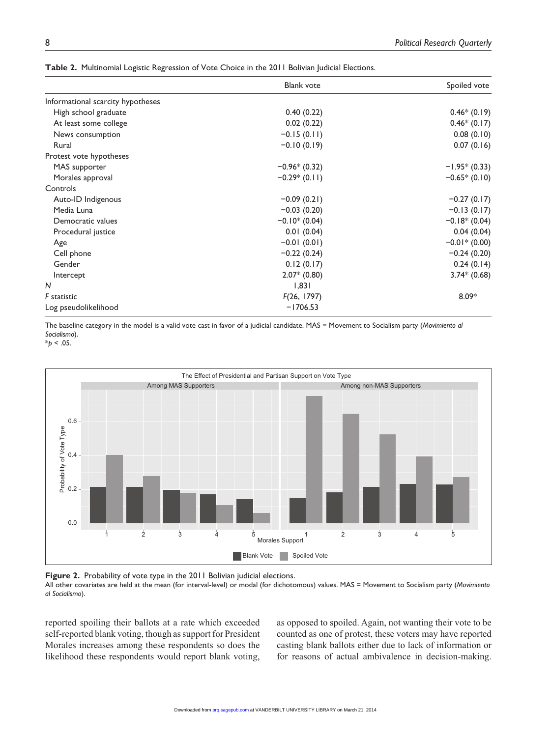**Table 2.** Multinomial Logistic Regression of Vote Choice in the 2011 Bolivian Judicial Elections.

| | Blank vote | Spoiled vote |
|---|---|---|
| Informational scarcity hypotheses | | |
| High school graduate | 0.40 (0.22) | 0.46* (0.19) |
| At least some college | 0.02 (0.22) | 0.46* (0.17) |
| News consumption | −0.15 (0.11) | 0.08 (0.10) |
| Rural | −0.10 (0.19) | 0.07 (0.16) |
| Protest vote hypotheses | | |
| MAS supporter | −0.96* (0.32) | −1.95* (0.33) |
| Morales approval | −0.29* (0.11) | −0.65* (0.10) |
| Controls | | |
| Auto-ID Indigenous | −0.09 (0.21) | −0.27 (0.17) |
| Media Luna | −0.03 (0.20) | −0.13 (0.17) |
| Democratic values | −0.10* (0.04) | −0.18* (0.04) |
| Procedural justice | 0.01 (0.04) | 0.04 (0.04) |
| Age | −0.01 (0.01) | −0.01* (0.00) |
| Cell phone | −0.22 (0.24) | −0.24 (0.20) |
| Gender | 0.12 (0.17) | 0.24 (0.14) |
| Intercept | 2.07* (0.80) | 3.74* (0.68) |
| *N* | 1,831 | |
| *F* statistic | *F*(26, 1797) | 8.09* |
| Log pseudolikelihood | −1706.53 | |

The baseline category in the model is a valid vote cast in favor of a judicial candidate. MAS = Movement to Socialism party (*Movimiento al Socialismo*).
*$p < .05$.

**Figure 2.** Probability of vote type in the 2011 Bolivian judicial elections.
All other covariates are held at the mean (for interval-level) or modal (for dichotomous) values. MAS = Movement to Socialism party (*Movimiento al Socialismo*).

reported spoiling their ballots at a rate which exceeded self-reported blank voting, though as support for President Morales increases among these respondents so does the likelihood these respondents would report blank voting, as opposed to spoiled. Again, not wanting their vote to be counted as one of protest, these voters may have reported casting blank ballots either due to lack of information or for reasons of actual ambivalence in decision-making.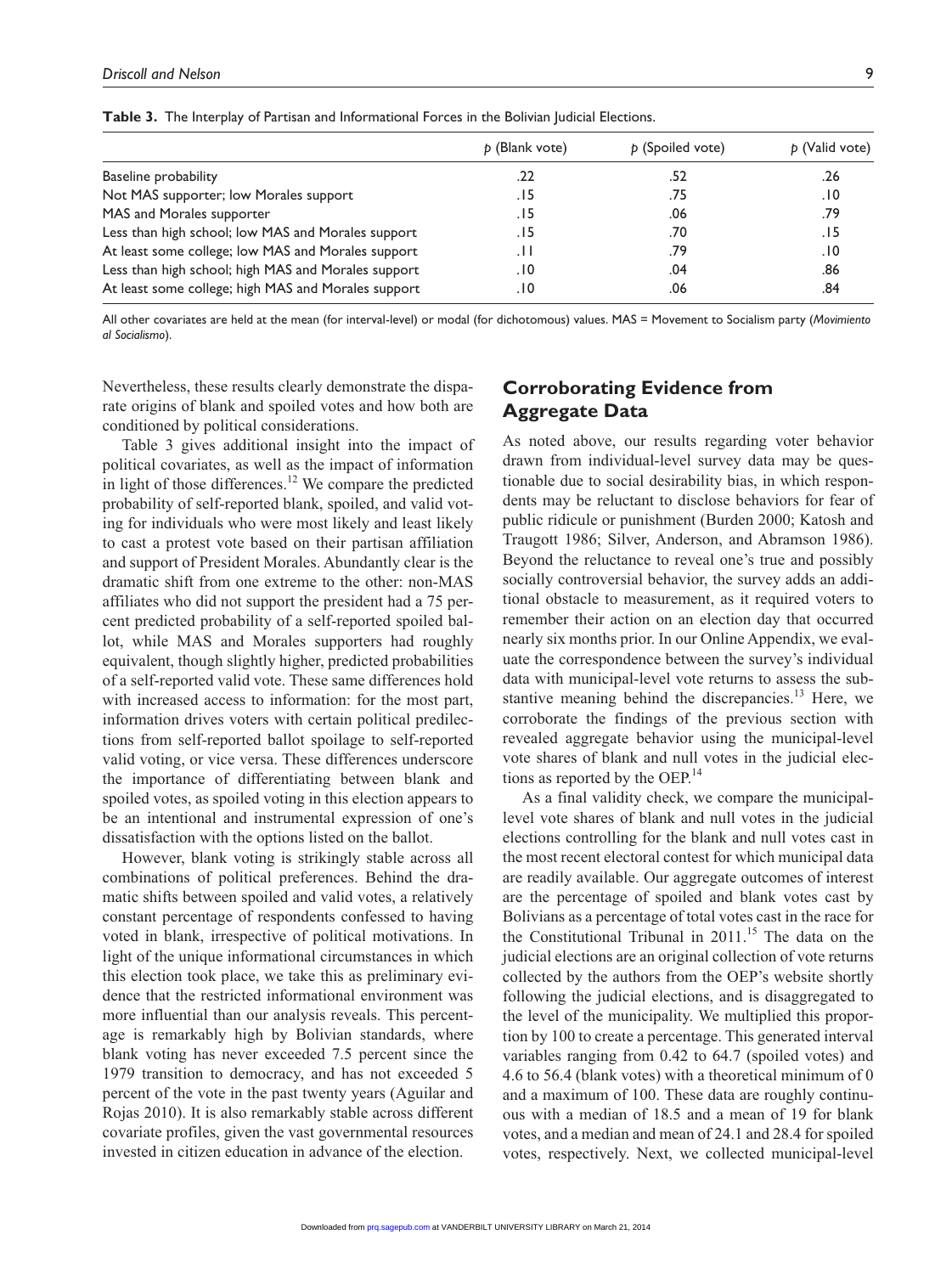**Table 3.** The Interplay of Partisan and Informational Forces in the Bolivian Judicial Elections.

| | *p* (Blank vote) | *p* (Spoiled vote) | *p* (Valid vote) |
|---|---|---|---|
| Baseline probability | .22 | .52 | .26 |
| Not MAS supporter; low Morales support | .15 | .75 | .10 |
| MAS and Morales supporter | .15 | .06 | .79 |
| Less than high school; low MAS and Morales support | .15 | .70 | .15 |
| At least some college; low MAS and Morales support | .11 | .79 | .10 |
| Less than high school; high MAS and Morales support | .10 | .04 | .86 |
| At least some college; high MAS and Morales support | .10 | .06 | .84 |

All other covariates are held at the mean (for interval-level) or modal (for dichotomous) values. MAS = Movement to Socialism party (*Movimiento al Socialismo*).

Nevertheless, these results clearly demonstrate the disparate origins of blank and spoiled votes and how both are conditioned by political considerations.

Table 3 gives additional insight into the impact of political covariates, as well as the impact of information in light of those differences.[12] We compare the predicted probability of self-reported blank, spoiled, and valid voting for individuals who were most likely and least likely to cast a protest vote based on their partisan affiliation and support of President Morales. Abundantly clear is the dramatic shift from one extreme to the other: non-MAS affiliates who did not support the president had a 75 percent predicted probability of a self-reported spoiled ballot, while MAS and Morales supporters had roughly equivalent, though slightly higher, predicted probabilities of a self-reported valid vote. These same differences hold with increased access to information: for the most part, information drives voters with certain political predilections from self-reported ballot spoilage to self-reported valid voting, or vice versa. These differences underscore the importance of differentiating between blank and spoiled votes, as spoiled voting in this election appears to be an intentional and instrumental expression of one's dissatisfaction with the options listed on the ballot.

However, blank voting is strikingly stable across all combinations of political preferences. Behind the dramatic shifts between spoiled and valid votes, a relatively constant percentage of respondents confessed to having voted in blank, irrespective of political motivations. In light of the unique informational circumstances in which this election took place, we take this as preliminary evidence that the restricted informational environment was more influential than our analysis reveals. This percentage is remarkably high by Bolivian standards, where blank voting has never exceeded 7.5 percent since the 1979 transition to democracy, and has not exceeded 5 percent of the vote in the past twenty years (Aguilar and Rojas 2010). It is also remarkably stable across different covariate profiles, given the vast governmental resources invested in citizen education in advance of the election.

## Corroborating Evidence from Aggregate Data

As noted above, our results regarding voter behavior drawn from individual-level survey data may be questionable due to social desirability bias, in which respondents may be reluctant to disclose behaviors for fear of public ridicule or punishment (Burden 2000; Katosh and Traugott 1986; Silver, Anderson, and Abramson 1986). Beyond the reluctance to reveal one's true and possibly socially controversial behavior, the survey adds an additional obstacle to measurement, as it required voters to remember their action on an election day that occurred nearly six months prior. In our Online Appendix, we evaluate the correspondence between the survey's individual data with municipal-level vote returns to assess the substantive meaning behind the discrepancies.[13] Here, we corroborate the findings of the previous section with revealed aggregate behavior using the municipal-level vote shares of blank and null votes in the judicial elections as reported by the OEP.[14]

As a final validity check, we compare the municipal-level vote shares of blank and null votes in the judicial elections controlling for the blank and null votes cast in the most recent electoral contest for which municipal data are readily available. Our aggregate outcomes of interest are the percentage of spoiled and blank votes cast by Bolivians as a percentage of total votes cast in the race for the Constitutional Tribunal in 2011.[15] The data on the judicial elections are an original collection of vote returns collected by the authors from the OEP's website shortly following the judicial elections, and is disaggregated to the level of the municipality. We multiplied this proportion by 100 to create a percentage. This generated interval variables ranging from 0.42 to 64.7 (spoiled votes) and 4.6 to 56.4 (blank votes) with a theoretical minimum of 0 and a maximum of 100. These data are roughly continuous with a median of 18.5 and a mean of 19 for blank votes, and a median and mean of 24.1 and 28.4 for spoiled votes, respectively. Next, we collected municipal-level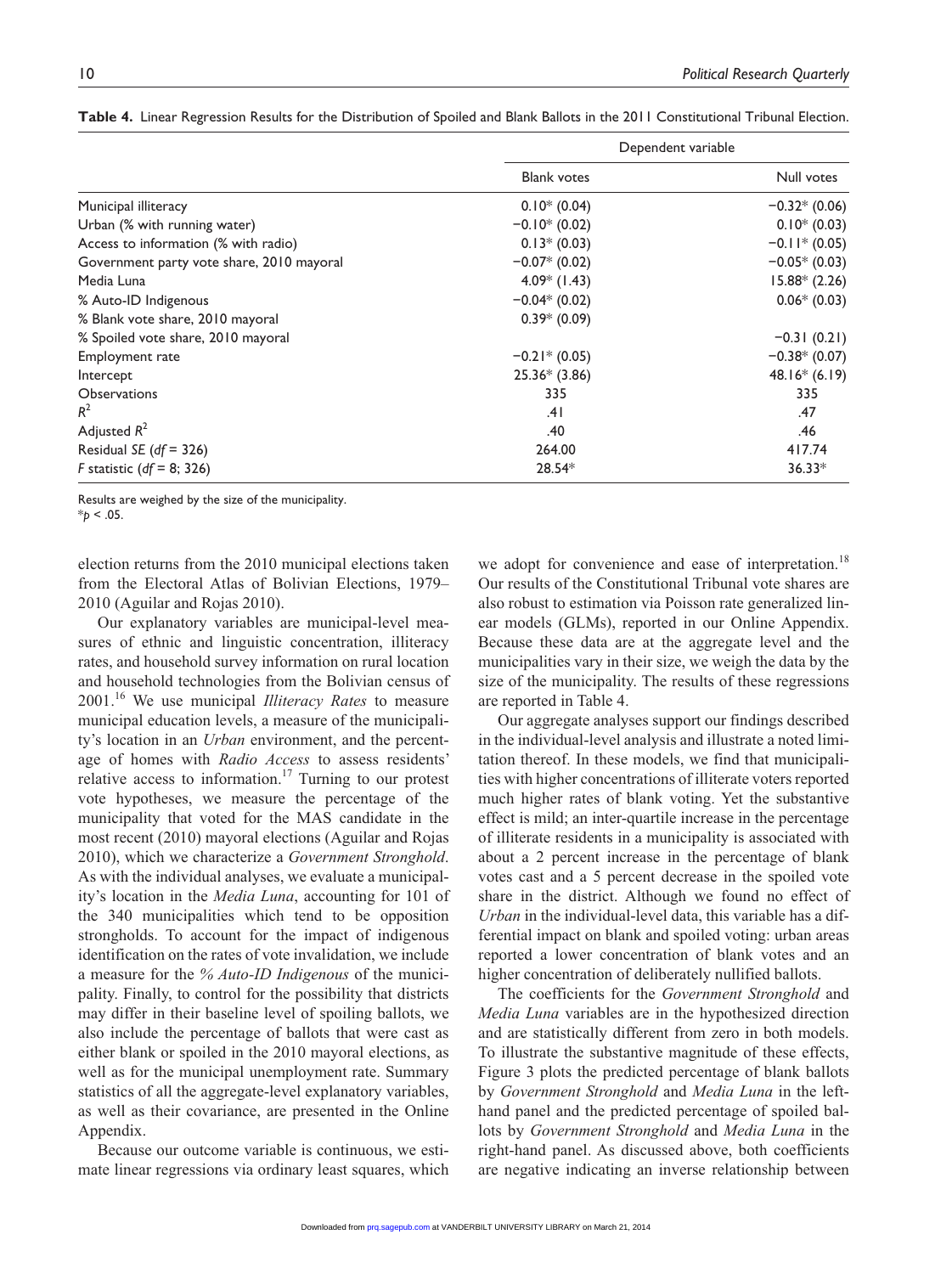**Table 4.** Linear Regression Results for the Distribution of Spoiled and Blank Ballots in the 2011 Constitutional Tribunal Election.

| | Dependent variable | |
|---|---|---|
| | Blank votes | Null votes |
| Municipal illiteracy | 0.10* (0.04) | −0.32* (0.06) |
| Urban (% with running water) | −0.10* (0.02) | 0.10* (0.03) |
| Access to information (% with radio) | 0.13* (0.03) | −0.11* (0.05) |
| Government party vote share, 2010 mayoral | −0.07* (0.02) | −0.05* (0.03) |
| Media Luna | 4.09* (1.43) | 15.88* (2.26) |
| % Auto-ID Indigenous | −0.04* (0.02) | 0.06* (0.03) |
| % Blank vote share, 2010 mayoral | 0.39* (0.09) | |
| % Spoiled vote share, 2010 mayoral | | −0.31 (0.21) |
| Employment rate | −0.21* (0.05) | −0.38* (0.07) |
| Intercept | 25.36* (3.86) | 48.16* (6.19) |
| Observations | 335 | 335 |
| $R^2$ | .41 | .47 |
| Adjusted $R^2$ | .40 | .46 |
| Residual *SE* ($df$ = 326) | 264.00 | 417.74 |
| *F* statistic ($df$ = 8; 326) | 28.54* | 36.33* |

Results are weighed by the size of the municipality.
*$p < .05$.

election returns from the 2010 municipal elections taken from the Electoral Atlas of Bolivian Elections, 1979–2010 (Aguilar and Rojas 2010).

Our explanatory variables are municipal-level measures of ethnic and linguistic concentration, illiteracy rates, and household survey information on rural location and household technologies from the Bolivian census of 2001.[16] We use municipal *Illiteracy Rates* to measure municipal education levels, a measure of the municipality's location in an *Urban* environment, and the percentage of homes with *Radio Access* to assess residents' relative access to information.[17] Turning to our protest vote hypotheses, we measure the percentage of the municipality that voted for the MAS candidate in the most recent (2010) mayoral elections (Aguilar and Rojas 2010), which we characterize a *Government Stronghold*. As with the individual analyses, we evaluate a municipality's location in the *Media Luna*, accounting for 101 of the 340 municipalities which tend to be opposition strongholds. To account for the impact of indigenous identification on the rates of vote invalidation, we include a measure for the *% Auto-ID Indigenous* of the municipality. Finally, to control for the possibility that districts may differ in their baseline level of spoiling ballots, we also include the percentage of ballots that were cast as either blank or spoiled in the 2010 mayoral elections, as well as for the municipal unemployment rate. Summary statistics of all the aggregate-level explanatory variables, as well as their covariance, are presented in the Online Appendix.

Because our outcome variable is continuous, we estimate linear regressions via ordinary least squares, which we adopt for convenience and ease of interpretation.[18] Our results of the Constitutional Tribunal vote shares are also robust to estimation via Poisson rate generalized linear models (GLMs), reported in our Online Appendix. Because these data are at the aggregate level and the municipalities vary in their size, we weigh the data by the size of the municipality. The results of these regressions are reported in Table 4.

Our aggregate analyses support our findings described in the individual-level analysis and illustrate a noted limitation thereof. In these models, we find that municipalities with higher concentrations of illiterate voters reported much higher rates of blank voting. Yet the substantive effect is mild; an inter-quartile increase in the percentage of illiterate residents in a municipality is associated with about a 2 percent increase in the percentage of blank votes cast and a 5 percent decrease in the spoiled vote share in the district. Although we found no effect of *Urban* in the individual-level data, this variable has a differential impact on blank and spoiled voting: urban areas reported a lower concentration of blank votes and an higher concentration of deliberately nullified ballots.

The coefficients for the *Government Stronghold* and *Media Luna* variables are in the hypothesized direction and are statistically different from zero in both models. To illustrate the substantive magnitude of these effects, Figure 3 plots the predicted percentage of blank ballots by *Government Stronghold* and *Media Luna* in the left-hand panel and the predicted percentage of spoiled ballots by *Government Stronghold* and *Media Luna* in the right-hand panel. As discussed above, both coefficients are negative indicating an inverse relationship between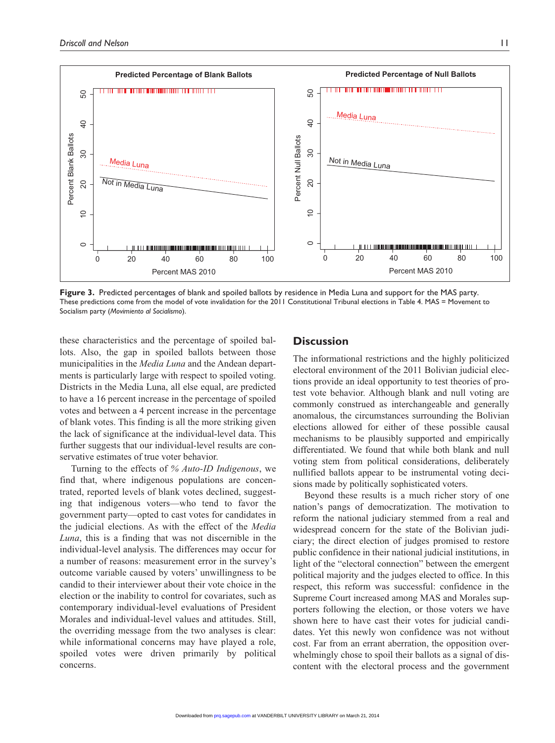Predicted Percentage of Blank Ballots

Percent Blank Ballots

0 10 20 30 40 50

Media Luna

Not in Media Luna

0 20 40 60 80 100

Percent MAS 2010

Predicted Percentage of Null Ballots

Percent Null Ballots

0 10 20 30 40 50

Media Luna

Not in Media Luna

0 20 40 60 80 100

Percent MAS 2010

**Figure 3.** Predicted percentages of blank and spoiled ballots by residence in Media Luna and support for the MAS party.
These predictions come from the model of vote invalidation for the 2011 Constitutional Tribunal elections in Table 4. MAS = Movement to Socialism party (*Movimiento al Socialismo*).

these characteristics and the percentage of spoiled ballots. Also, the gap in spoiled ballots between those municipalities in the *Media Luna* and the Andean departments is particularly large with respect to spoiled voting. Districts in the Media Luna, all else equal, are predicted to have a 16 percent increase in the percentage of spoiled votes and between a 4 percent increase in the percentage of blank votes. This finding is all the more striking given the lack of significance at the individual-level data. This further suggests that our individual-level results are conservative estimates of true voter behavior.

Turning to the effects of *% Auto-ID Indigenous*, we find that, where indigenous populations are concentrated, reported levels of blank votes declined, suggesting that indigenous voters—who tend to favor the government party—opted to cast votes for candidates in the judicial elections. As with the effect of the *Media Luna*, this is a finding that was not discernible in the individual-level analysis. The differences may occur for a number of reasons: measurement error in the survey's outcome variable caused by voters' unwillingness to be candid to their interviewer about their vote choice in the election or the inability to control for covariates, such as contemporary individual-level evaluations of President Morales and individual-level values and attitudes. Still, the overriding message from the two analyses is clear: while informational concerns may have played a role, spoiled votes were driven primarily by political concerns.

## Discussion

The informational restrictions and the highly politicized electoral environment of the 2011 Bolivian judicial elections provide an ideal opportunity to test theories of protest vote behavior. Although blank and null voting are commonly construed as interchangeable and generally anomalous, the circumstances surrounding the Bolivian elections allowed for either of these possible causal mechanisms to be plausibly supported and empirically differentiated. We found that while both blank and null voting stem from political considerations, deliberately nullified ballots appear to be instrumental voting decisions made by politically sophisticated voters.

Beyond these results is a much richer story of one nation's pangs of democratization. The motivation to reform the national judiciary stemmed from a real and widespread concern for the state of the Bolivian judiciary; the direct election of judges promised to restore public confidence in their national judicial institutions, in light of the "electoral connection" between the emergent political majority and the judges elected to office. In this respect, this reform was successful: confidence in the Supreme Court increased among MAS and Morales supporters following the election, or those voters we have shown here to have cast their votes for judicial candidates. Yet this newly won confidence was not without cost. Far from an errant aberration, the opposition overwhelmingly chose to spoil their ballots as a signal of discontent with the electoral process and the government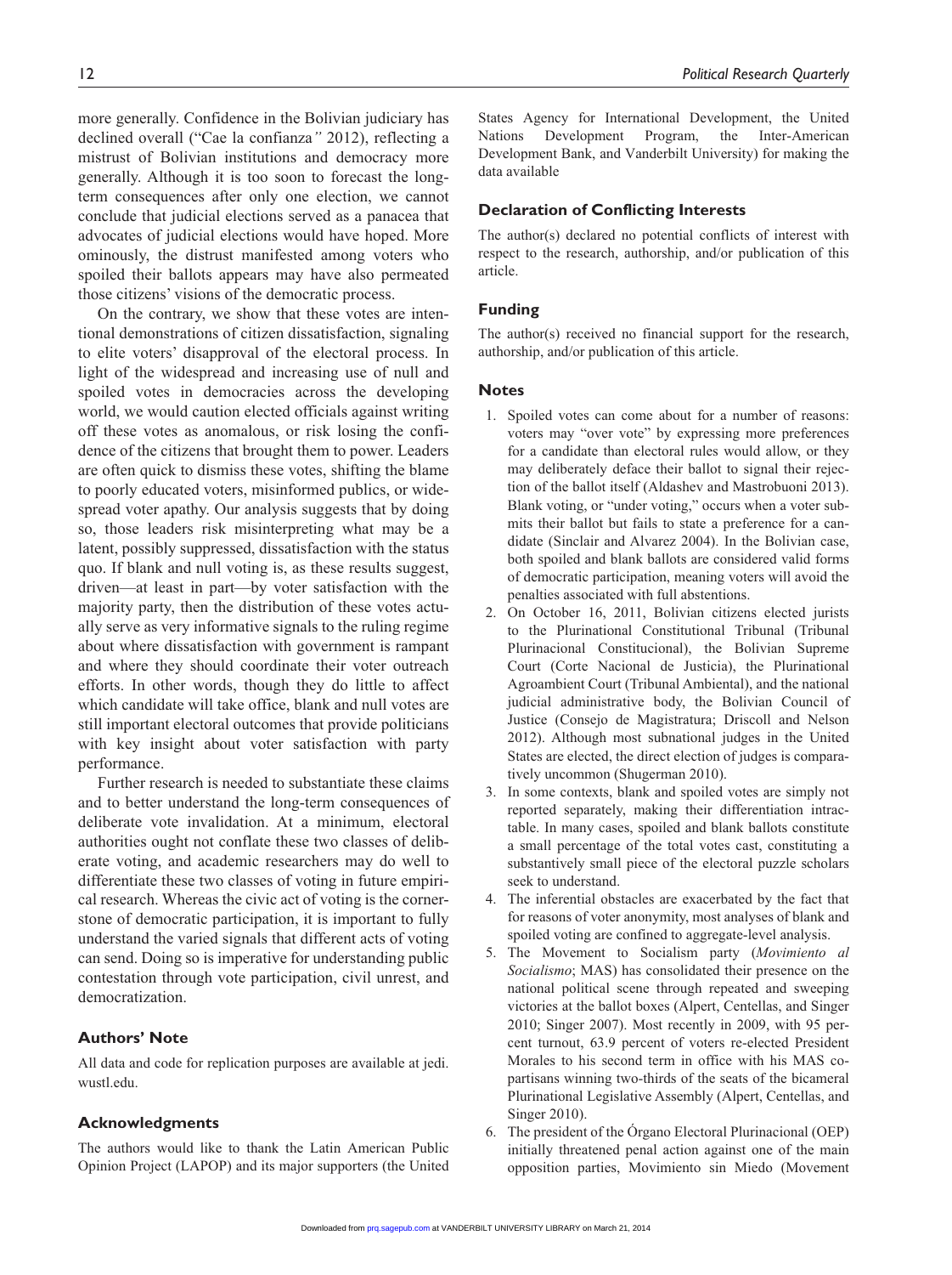more generally. Confidence in the Bolivian judiciary has declined overall ("Cae la confianza*"* 2012), reflecting a mistrust of Bolivian institutions and democracy more generally. Although it is too soon to forecast the long-term consequences after only one election, we cannot conclude that judicial elections served as a panacea that advocates of judicial elections would have hoped. More ominously, the distrust manifested among voters who spoiled their ballots appears may have also permeated those citizens' visions of the democratic process.

On the contrary, we show that these votes are intentional demonstrations of citizen dissatisfaction, signaling to elite voters' disapproval of the electoral process. In light of the widespread and increasing use of null and spoiled votes in democracies across the developing world, we would caution elected officials against writing off these votes as anomalous, or risk losing the confidence of the citizens that brought them to power. Leaders are often quick to dismiss these votes, shifting the blame to poorly educated voters, misinformed publics, or widespread voter apathy. Our analysis suggests that by doing so, those leaders risk misinterpreting what may be a latent, possibly suppressed, dissatisfaction with the status quo. If blank and null voting is, as these results suggest, driven—at least in part—by voter satisfaction with the majority party, then the distribution of these votes actually serve as very informative signals to the ruling regime about where dissatisfaction with government is rampant and where they should coordinate their voter outreach efforts. In other words, though they do little to affect which candidate will take office, blank and null votes are still important electoral outcomes that provide politicians with key insight about voter satisfaction with party performance.

Further research is needed to substantiate these claims and to better understand the long-term consequences of deliberate vote invalidation. At a minimum, electoral authorities ought not conflate these two classes of deliberate voting, and academic researchers may do well to differentiate these two classes of voting in future empirical research. Whereas the civic act of voting is the cornerstone of democratic participation, it is important to fully understand the varied signals that different acts of voting can send. Doing so is imperative for understanding public contestation through vote participation, civil unrest, and democratization.

## Authors' Note

All data and code for replication purposes are available at jedi.wustl.edu.

## Acknowledgments

The authors would like to thank the Latin American Public Opinion Project (LAPOP) and its major supporters (the United States Agency for International Development, the United Nations Development Program, the Inter-American Development Bank, and Vanderbilt University) for making the data available

## Declaration of Conflicting Interests

The author(s) declared no potential conflicts of interest with respect to the research, authorship, and/or publication of this article.

## Funding

The author(s) received no financial support for the research, authorship, and/or publication of this article.

## Notes

1. Spoiled votes can come about for a number of reasons: voters may "over vote" by expressing more preferences for a candidate than electoral rules would allow, or they may deliberately deface their ballot to signal their rejection of the ballot itself (Aldashev and Mastrobuoni 2013). Blank voting, or "under voting," occurs when a voter submits their ballot but fails to state a preference for a candidate (Sinclair and Alvarez 2004). In the Bolivian case, both spoiled and blank ballots are considered valid forms of democratic participation, meaning voters will avoid the penalties associated with full abstentions.
2. On October 16, 2011, Bolivian citizens elected jurists to the Plurinational Constitutional Tribunal (Tribunal Plurinacional Constitucional), the Bolivian Supreme Court (Corte Nacional de Justicia), the Plurinational Agroambient Court (Tribunal Ambiental), and the national judicial administrative body, the Bolivian Council of Justice (Consejo de Magistratura; Driscoll and Nelson 2012). Although most subnational judges in the United States are elected, the direct election of judges is comparatively uncommon (Shugerman 2010).
3. In some contexts, blank and spoiled votes are simply not reported separately, making their differentiation intractable. In many cases, spoiled and blank ballots constitute a small percentage of the total votes cast, constituting a substantively small piece of the electoral puzzle scholars seek to understand.
4. The inferential obstacles are exacerbated by the fact that for reasons of voter anonymity, most analyses of blank and spoiled voting are confined to aggregate-level analysis.
5. The Movement to Socialism party (*Movimiento al Socialismo*; MAS) has consolidated their presence on the national political scene through repeated and sweeping victories at the ballot boxes (Alpert, Centellas, and Singer 2010; Singer 2007). Most recently in 2009, with 95 percent turnout, 63.9 percent of voters re-elected President Morales to his second term in office with his MAS co-partisans winning two-thirds of the seats of the bicameral Plurinational Legislative Assembly (Alpert, Centellas, and Singer 2010).
6. The president of the Órgano Electoral Plurinacional (OEP) initially threatened penal action against one of the main opposition parties, Movimiento sin Miedo (Movement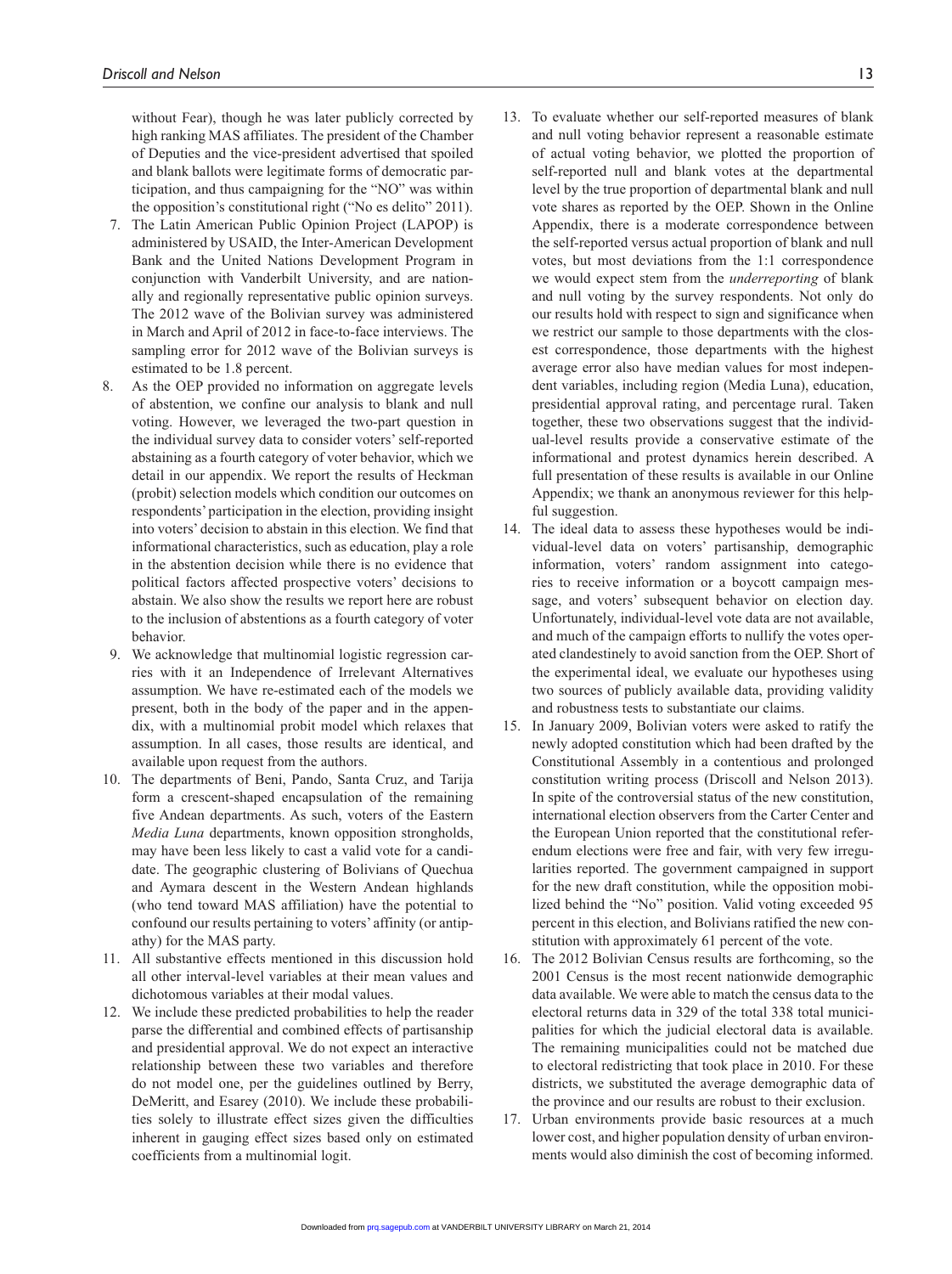without Fear), though he was later publicly corrected by high ranking MAS affiliates. The president of the Chamber of Deputies and the vice-president advertised that spoiled and blank ballots were legitimate forms of democratic participation, and thus campaigning for the "NO" was within the opposition's constitutional right ("No es delito" 2011).

7. The Latin American Public Opinion Project (LAPOP) is administered by USAID, the Inter-American Development Bank and the United Nations Development Program in conjunction with Vanderbilt University, and are nationally and regionally representative public opinion surveys. The 2012 wave of the Bolivian survey was administered in March and April of 2012 in face-to-face interviews. The sampling error for 2012 wave of the Bolivian surveys is estimated to be 1.8 percent.
8. As the OEP provided no information on aggregate levels of abstention, we confine our analysis to blank and null voting. However, we leveraged the two-part question in the individual survey data to consider voters' self-reported abstaining as a fourth category of voter behavior, which we detail in our appendix. We report the results of Heckman (probit) selection models which condition our outcomes on respondents' participation in the election, providing insight into voters' decision to abstain in this election. We find that informational characteristics, such as education, play a role in the abstention decision while there is no evidence that political factors affected prospective voters' decisions to abstain. We also show the results we report here are robust to the inclusion of abstentions as a fourth category of voter behavior.
9. We acknowledge that multinomial logistic regression carries with it an Independence of Irrelevant Alternatives assumption. We have re-estimated each of the models we present, both in the body of the paper and in the appendix, with a multinomial probit model which relaxes that assumption. In all cases, those results are identical, and available upon request from the authors.
10. The departments of Beni, Pando, Santa Cruz, and Tarija form a crescent-shaped encapsulation of the remaining five Andean departments. As such, voters of the Eastern *Media Luna* departments, known opposition strongholds, may have been less likely to cast a valid vote for a candidate. The geographic clustering of Bolivians of Quechua and Aymara descent in the Western Andean highlands (who tend toward MAS affiliation) have the potential to confound our results pertaining to voters' affinity (or antipathy) for the MAS party.
11. All substantive effects mentioned in this discussion hold all other interval-level variables at their mean values and dichotomous variables at their modal values.
12. We include these predicted probabilities to help the reader parse the differential and combined effects of partisanship and presidential approval. We do not expect an interactive relationship between these two variables and therefore do not model one, per the guidelines outlined by Berry, DeMeritt, and Esarey (2010). We include these probabilities solely to illustrate effect sizes given the difficulties inherent in gauging effect sizes based only on estimated coefficients from a multinomial logit.
13. To evaluate whether our self-reported measures of blank and null voting behavior represent a reasonable estimate of actual voting behavior, we plotted the proportion of self-reported null and blank votes at the departmental level by the true proportion of departmental blank and null vote shares as reported by the OEP. Shown in the Online Appendix, there is a moderate correspondence between the self-reported versus actual proportion of blank and null votes, but most deviations from the 1:1 correspondence we would expect stem from the *underreporting* of blank and null voting by the survey respondents. Not only do our results hold with respect to sign and significance when we restrict our sample to those departments with the closest correspondence, those departments with the highest average error also have median values for most independent variables, including region (Media Luna), education, presidential approval rating, and percentage rural. Taken together, these two observations suggest that the individual-level results provide a conservative estimate of the informational and protest dynamics herein described. A full presentation of these results is available in our Online Appendix; we thank an anonymous reviewer for this helpful suggestion.
14. The ideal data to assess these hypotheses would be individual-level data on voters' partisanship, demographic information, voters' random assignment into categories to receive information or a boycott campaign message, and voters' subsequent behavior on election day. Unfortunately, individual-level vote data are not available, and much of the campaign efforts to nullify the votes operated clandestinely to avoid sanction from the OEP. Short of the experimental ideal, we evaluate our hypotheses using two sources of publicly available data, providing validity and robustness tests to substantiate our claims.
15. In January 2009, Bolivian voters were asked to ratify the newly adopted constitution which had been drafted by the Constitutional Assembly in a contentious and prolonged constitution writing process (Driscoll and Nelson 2013). In spite of the controversial status of the new constitution, international election observers from the Carter Center and the European Union reported that the constitutional referendum elections were free and fair, with very few irregularities reported. The government campaigned in support for the new draft constitution, while the opposition mobilized behind the "No" position. Valid voting exceeded 95 percent in this election, and Bolivians ratified the new constitution with approximately 61 percent of the vote.
16. The 2012 Bolivian Census results are forthcoming, so the 2001 Census is the most recent nationwide demographic data available. We were able to match the census data to the electoral returns data in 329 of the total 338 total municipalities for which the judicial electoral data is available. The remaining municipalities could not be matched due to electoral redistricting that took place in 2010. For these districts, we substituted the average demographic data of the province and our results are robust to their exclusion.
17. Urban environments provide basic resources at a much lower cost, and higher population density of urban environments would also diminish the cost of becoming informed.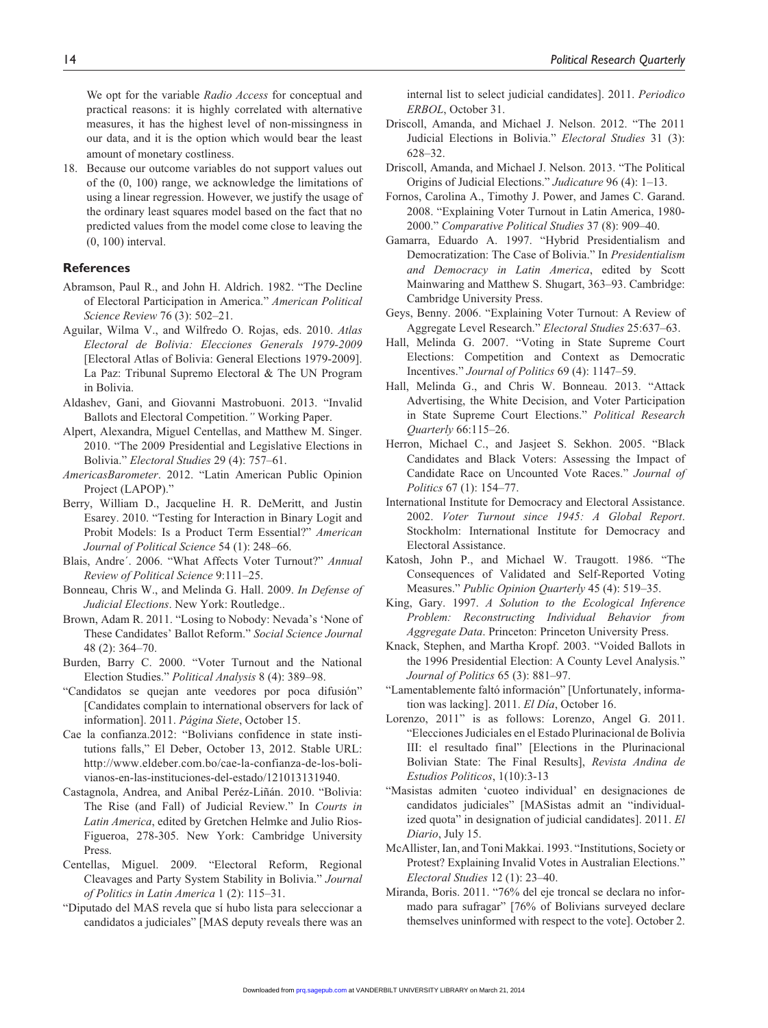We opt for the variable *Radio Access* for conceptual and practical reasons: it is highly correlated with alternative measures, it has the highest level of non-missingness in our data, and it is the option which would bear the least amount of monetary costliness.

18. Because our outcome variables do not support values out of the (0, 100) range, we acknowledge the limitations of using a linear regression. However, we justify the usage of the ordinary least squares model based on the fact that no predicted values from the model come close to leaving the (0, 100) interval.

## References

Abramson, Paul R., and John H. Aldrich. 1982. "The Decline of Electoral Participation in America." *American Political Science Review* 76 (3): 502–21.

Aguilar, Wilma V., and Wilfredo O. Rojas, eds. 2010. *Atlas Electoral de Bolivia: Elecciones Generals 1979-2009* [Electoral Atlas of Bolivia: General Elections 1979-2009]. La Paz: Tribunal Supremo Electoral & The UN Program in Bolivia.

Aldashev, Gani, and Giovanni Mastrobuoni. 2013. "Invalid Ballots and Electoral Competition." Working Paper.

Alpert, Alexandra, Miguel Centellas, and Matthew M. Singer. 2010. "The 2009 Presidential and Legislative Elections in Bolivia." *Electoral Studies* 29 (4): 757–61.

*AmericasBarometer*. 2012. "Latin American Public Opinion Project (LAPOP)."

Berry, William D., Jacqueline H. R. DeMeritt, and Justin Esarey. 2010. "Testing for Interaction in Binary Logit and Probit Models: Is a Product Term Essential?" *American Journal of Political Science* 54 (1): 248–66.

Blais, Andre´. 2006. "What Affects Voter Turnout?" *Annual Review of Political Science* 9:111–25.

Bonneau, Chris W., and Melinda G. Hall. 2009. *In Defense of Judicial Elections*. New York: Routledge..

Brown, Adam R. 2011. "Losing to Nobody: Nevada's 'None of These Candidates' Ballot Reform." *Social Science Journal* 48 (2): 364–70.

Burden, Barry C. 2000. "Voter Turnout and the National Election Studies." *Political Analysis* 8 (4): 389–98.

"Candidatos se quejan ante veedores por poca difusión" [Candidates complain to international observers for lack of information]. 2011. *Página Siete*, October 15.

Cae la confianza.2012: "Bolivians confidence in state institutions falls," El Deber, October 13, 2012. Stable URL: http://www.eldeber.com.bo/cae-la-confianza-de-los-bolivianos-en-las-instituciones-del-estado/121013131940.

Castagnola, Andrea, and Anibal Peréz-Liñán. 2010. "Bolivia: The Rise (and Fall) of Judicial Review." In *Courts in Latin America*, edited by Gretchen Helmke and Julio Rios-Figueroa, 278-305. New York: Cambridge University Press.

Centellas, Miguel. 2009. "Electoral Reform, Regional Cleavages and Party System Stability in Bolivia." *Journal of Politics in Latin America* 1 (2): 115–31.

"Diputado del MAS revela que sí hubo lista para seleccionar a candidatos a judiciales" [MAS deputy reveals there was an internal list to select judicial candidates]. 2011. *Periodico ERBOL*, October 31.

Driscoll, Amanda, and Michael J. Nelson. 2012. "The 2011 Judicial Elections in Bolivia." *Electoral Studies* 31 (3): 628–32.

Driscoll, Amanda, and Michael J. Nelson. 2013. "The Political Origins of Judicial Elections." *Judicature* 96 (4): 1–13.

Fornos, Carolina A., Timothy J. Power, and James C. Garand. 2008. "Explaining Voter Turnout in Latin America, 1980-2000." *Comparative Political Studies* 37 (8): 909–40.

Gamarra, Eduardo A. 1997. "Hybrid Presidentialism and Democratization: The Case of Bolivia." In *Presidentialism and Democracy in Latin America*, edited by Scott Mainwaring and Matthew S. Shugart, 363–93. Cambridge: Cambridge University Press.

Geys, Benny. 2006. "Explaining Voter Turnout: A Review of Aggregate Level Research." *Electoral Studies* 25:637–63.

Hall, Melinda G. 2007. "Voting in State Supreme Court Elections: Competition and Context as Democratic Incentives." *Journal of Politics* 69 (4): 1147–59.

Hall, Melinda G., and Chris W. Bonneau. 2013. "Attack Advertising, the White Decision, and Voter Participation in State Supreme Court Elections." *Political Research Quarterly* 66:115–26.

Herron, Michael C., and Jasjeet S. Sekhon. 2005. "Black Candidates and Black Voters: Assessing the Impact of Candidate Race on Uncounted Vote Races." *Journal of Politics* 67 (1): 154–77.

International Institute for Democracy and Electoral Assistance. 2002. *Voter Turnout since 1945: A Global Report*. Stockholm: International Institute for Democracy and Electoral Assistance.

Katosh, John P., and Michael W. Traugott. 1986. "The Consequences of Validated and Self-Reported Voting Measures." *Public Opinion Quarterly* 45 (4): 519–35.

King, Gary. 1997. *A Solution to the Ecological Inference Problem: Reconstructing Individual Behavior from Aggregate Data*. Princeton: Princeton University Press.

Knack, Stephen, and Martha Kropf. 2003. "Voided Ballots in the 1996 Presidential Election: A County Level Analysis." *Journal of Politics* 65 (3): 881–97.

"Lamentablemente faltó información" [Unfortunately, information was lacking]. 2011. *El Día*, October 16.

Lorenzo, 2011" is as follows: Lorenzo, Angel G. 2011. "Elecciones Judiciales en el Estado Plurinacional de Bolivia III: el resultado final" [Elections in the Plurinational Bolivian State: The Final Results], *Revista Andina de Estudios Politicos*, 1(10):3-13

"Masistas admiten 'cuoteo individual' en designaciones de candidatos judiciales" [MASistas admit an "individualized quota" in designation of judicial candidates]. 2011. *El Diario*, July 15.

McAllister, Ian, and Toni Makkai. 1993. "Institutions, Society or Protest? Explaining Invalid Votes in Australian Elections." *Electoral Studies* 12 (1): 23–40.

Miranda, Boris. 2011. "76% del eje troncal se declara no informado para sufragar" [76% of Bolivians surveyed declare themselves uninformed with respect to the vote]. October 2.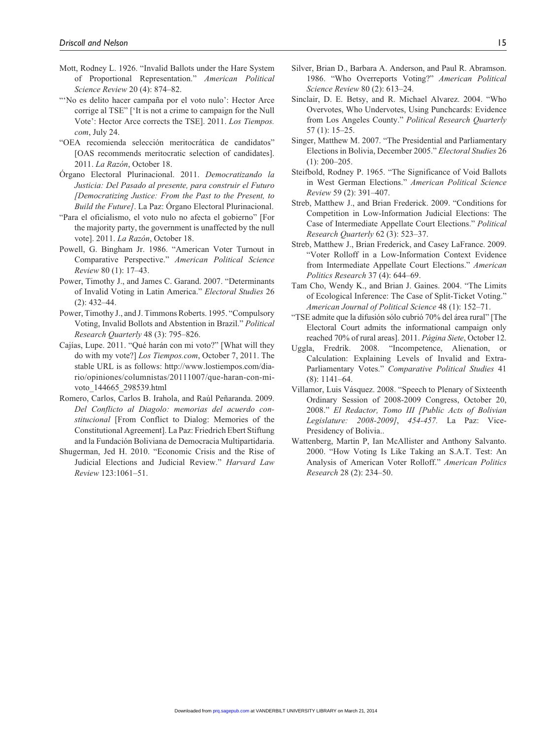Mott, Rodney L. 1926. "Invalid Ballots under the Hare System of Proportional Representation." *American Political Science Review* 20 (4): 874–82.

"'No es delito hacer campaña por el voto nulo': Hector Arce corrige al TSE" ['It is not a crime to campaign for the Null Vote': Hector Arce corrects the TSE]. 2011. *Los Tiempos.com*, July 24.

"OEA recomienda selección meritocrática de candidatos" [OAS recommends meritocratic selection of candidates]. 2011. *La Razón*, October 18.

Órgano Electoral Plurinacional. 2011. *Democratizando la Justicia: Del Pasado al presente, para construir el Futuro [Democratizing Justice: From the Past to the Present, to Build the Future]*. La Paz: Órgano Electoral Plurinacional.

"Para el oficialismo, el voto nulo no afecta el gobierno" [For the majority party, the government is unaffected by the null vote]. 2011. *La Razón*, October 18.

Powell, G. Bingham Jr. 1986. "American Voter Turnout in Comparative Perspective." *American Political Science Review* 80 (1): 17–43.

Power, Timothy J., and James C. Garand. 2007. "Determinants of Invalid Voting in Latin America." *Electoral Studies* 26 (2): 432–44.

Power, Timothy J., and J. Timmons Roberts. 1995. "Compulsory Voting, Invalid Bollots and Abstention in Brazil." *Political Research Quarterly* 48 (3): 795–826.

Cajías, Lupe. 2011. "Qué harán con mi voto?" [What will they do with my vote?] *Los Tiempos.com*, October 7, 2011. The stable URL is as follows: http://www.lostiempos.com/diario/opiniones/columnistas/20111007/que-haran-con-mi-voto_144665_298539.html

Romero, Carlos, Carlos B. Irahola, and Raúl Peñaranda. 2009. *Del Conflicto al Diagolo: memorias del acuerdo constitucional* [From Conflict to Dialog: Memories of the Constitutional Agreement]. La Paz: Friedrich Ebert Stiftung and la Fundación Boliviana de Democracia Multipartidaria.

Shugerman, Jed H. 2010. "Economic Crisis and the Rise of Judicial Elections and Judicial Review." *Harvard Law Review* 123:1061–51.

Silver, Brian D., Barbara A. Anderson, and Paul R. Abramson. 1986. "Who Overreports Voting?" *American Political Science Review* 80 (2): 613–24.

Sinclair, D. E. Betsy, and R. Michael Alvarez. 2004. "Who Overvotes, Who Undervotes, Using Punchcards: Evidence from Los Angeles County." *Political Research Quarterly* 57 (1): 15–25.

Singer, Matthew M. 2007. "The Presidential and Parliamentary Elections in Bolivia, December 2005." *Electoral Studies* 26 (1): 200–205.

Steifbold, Rodney P. 1965. "The Significance of Void Ballots in West German Elections." *American Political Science Review* 59 (2): 391–407.

Streb, Matthew J., and Brian Frederick. 2009. "Conditions for Competition in Low-Information Judicial Elections: The Case of Intermediate Appellate Court Elections." *Political Research Quarterly* 62 (3): 523–37.

Streb, Matthew J., Brian Frederick, and Casey LaFrance. 2009. "Voter Rolloff in a Low-Information Context Evidence from Intermediate Appellate Court Elections." *American Politics Research* 37 (4): 644–69.

Tam Cho, Wendy K., and Brian J. Gaines. 2004. "The Limits of Ecological Inference: The Case of Split-Ticket Voting." *American Journal of Political Science* 48 (1): 152–71.

"TSE admite que la difusión sólo cubrió 70% del área rural" [The Electoral Court admits the informational campaign only reached 70% of rural areas]. 2011. *Página Siete*, October 12.

Uggla, Fredrik. 2008. "Incompetence, Alienation, or Calculation: Explaining Levels of Invalid and Extra-Parliamentary Votes." *Comparative Political Studies* 41 (8): 1141–64.

Villamor, Luis Vásquez. 2008. "Speech to Plenary of Sixteenth Ordinary Session of 2008-2009 Congress, October 20, 2008." *El Redactor, Tomo III [Public Acts of Bolivian Legislature: 2008-2009], 454-457.* La Paz: Vice-Presidency of Bolivia..

Wattenberg, Martin P, Ian McAllister and Anthony Salvanto. 2000. "How Voting Is Like Taking an S.A.T. Test: An Analysis of American Voter Rolloff." *American Politics Research* 28 (2): 234–50.